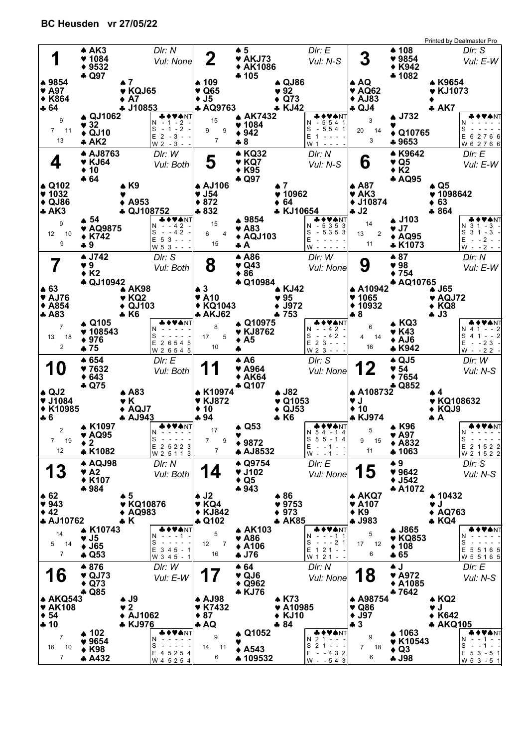## BC Heusden vr 27/05/22

Printed by Dealmaster Pro

### Board 1 — Dlr: N, Vul: None

- **North:** ♠ AK3 ♥ 1084 ♦ 9532 ♣ Q97
- **West:** ♠ 9854 ♥ A97 ♦ K864 ♣ 64
- **East:** ♠ 7 ♥ KQJ65 ♦ A7 ♣ J10853
- **South:** ♠ QJ1062 ♥ 32 ♦ QJ10 ♣ AK2

HCP: N 9, W 7, E 11, S 13

| | ♣ | ♦ | ♥ | ♠ | NT |
|---|---|---|---|---|---|
| N | - | 1 | - | 2 | - |
| S | - | 1 | - | 2 | - |
| E | 2 | - | 3 | - | - |
| W | 2 | - | 3 | - | - |

### Board 2 — Dlr: E, Vul: N-S

- **North:** ♠ 5 ♥ AKJ73 ♦ AK1086 ♣ 105
- **West:** ♠ 109 ♥ Q65 ♦ J5 ♣ AQ9763
- **East:** ♠ QJ86 ♥ 92 ♦ Q73 ♣ KJ42
- **South:** ♠ AK7432 ♥ 1084 ♦ 942 ♣ 8

HCP: N 15, W 9, E 9, S 7

| | ♣ | ♦ | ♥ | ♠ | NT |
|---|---|---|---|---|---|
| N | - | 5 | 5 | 4 | 1 |
| S | - | 5 | 5 | 4 | 1 |
| E | 1 | - | - | - | - |
| W | 1 | - | - | - | - |

### Board 3 — Dlr: S, Vul: E-W

- **North:** ♠ 108 ♥ 9854 ♦ K942 ♣ 1082
- **West:** ♠ AQ ♥ AQ62 ♦ AJ83 ♣ QJ4
- **East:** ♠ K9654 ♥ KJ1073 ♦ — ♣ AK7
- **South:** ♠ J732 ♥ — ♦ Q10765 ♣ 9653

HCP: N 3, W 20, E 14, S 3

| | ♣ | ♦ | ♥ | ♠ | NT |
|---|---|---|---|---|---|
| N | - | - | - | - | - |
| S | - | - | - | - | - |
| E | 6 | 2 | 7 | 6 | 6 |
| W | 6 | 2 | 7 | 6 | 6 |

### Board 4 — Dlr: W, Vul: Both

- **North:** ♠ AJ8763 ♥ KJ64 ♦ 10 ♣ 64
- **West:** ♠ Q102 ♥ 1032 ♦ QJ86 ♣ AK3
- **East:** ♠ K9 ♥ — ♦ A953 ♣ QJ108752
- **South:** ♠ 54 ♥ AQ9875 ♦ K742 ♣ 9

HCP: N 9, W 12, E 10, S 9

| | ♣ | ♦ | ♥ | ♠ | NT |
|---|---|---|---|---|---|
| N | - | - | 4 | 2 | - |
| S | - | - | 4 | 2 | - |
| E | 5 | 3 | - | - | - |
| W | 5 | 3 | - | - | - |

### Board 5 — Dlr: N, Vul: N-S

- **North:** ♠ KQ32 ♥ KQ7 ♦ K95 ♣ Q97
- **West:** ♠ AJ106 ♥ J54 ♦ 872 ♣ 832
- **East:** ♠ 7 ♥ 10962 ♦ 64 ♣ KJ10654
- **South:** ♠ 9854 ♥ A83 ♦ AQJ103 ♣ A

HCP: N 15, W 6, E 4, S 15

| | ♣ | ♦ | ♥ | ♠ | NT |
|---|---|---|---|---|---|
| N | - | 5 | 3 | 5 | 3 |
| S | - | 5 | 3 | 5 | 3 |
| E | - | - | - | - | - |
| W | - | - | - | - | - |

### Board 6 — Dlr: E, Vul: E-W

- **North:** ♠ K9642 ♥ Q5 ♦ K2 ♣ AQ95
- **West:** ♠ A87 ♥ AK3 ♦ J10874 ♣ J2
- **East:** ♠ Q5 ♥ 1098642 ♦ 63 ♣ 864
- **South:** ♠ J103 ♥ J7 ♦ AQ95 ♣ K1073

HCP: N 14, W 13, E 2, S 11

| | ♣ | ♦ | ♥ | ♠ | NT |
|---|---|---|---|---|---|
| N | 3 | 1 | - | 3 | - |
| S | 3 | 1 | - | 3 | - |
| E | - | - | 2 | - | - |
| W | - | - | 2 | - | - |

### Board 7 — Dlr: S, Vul: Both

- **North:** ♠ J742 ♥ 9 ♦ K2 ♣ QJ10942
- **West:** ♠ 63 ♥ AJ76 ♦ A854 ♣ A83
- **East:** ♠ AK98 ♥ KQ2 ♦ QJ103 ♣ K6
- **South:** ♠ Q105 ♥ 108543 ♦ 976 ♣ 75

HCP: N 7, W 13, E 18, S 2

| | ♣ | ♦ | ♥ | ♠ | NT |
|---|---|---|---|---|---|
| N | - | - | - | - | - |
| S | - | - | - | - | - |
| E | 2 | 6 | 5 | 4 | 5 |
| W | 2 | 6 | 5 | 4 | 5 |

### Board 8 — Dlr: W, Vul: None

- **North:** ♠ A86 ♥ Q43 ♦ 86 ♣ Q10984
- **West:** ♠ 3 ♥ A10 ♦ KQ1043 ♣ AKJ62
- **East:** ♠ KJ42 ♥ 95 ♦ J972 ♣ 753
- **South:** ♠ Q10975 ♥ KJ8762 ♦ A5 ♣ —

HCP: N 8, W 17, E 5, S 10

| | ♣ | ♦ | ♥ | ♠ | NT |
|---|---|---|---|---|---|
| N | - | - | 4 | 2 | - |
| S | - | - | 4 | 2 | - |
| E | 2 | 3 | - | - | - |
| W | 2 | 3 | - | - | - |

### Board 9 — Dlr: N, Vul: E-W

- **North:** ♠ 87 ♥ 98 ♦ 754 ♣ AQ10765
- **West:** ♠ A10942 ♥ 1065 ♦ 10932 ♣ 8
- **East:** ♠ J65 ♥ AQJ72 ♦ KQ8 ♣ J3
- **South:** ♠ KQ3 ♥ K43 ♦ AJ6 ♣ K942

HCP: N 6, W 4, E 14, S 16

| | ♣ | ♦ | ♥ | ♠ | NT |
|---|---|---|---|---|---|
| N | 4 | 1 | - | - | 2 |
| S | 4 | 1 | - | - | 2 |
| E | - | - | 2 | 3 | - |
| W | - | - | 2 | 2 | - |

### Board 10 — Dlr: E, Vul: Both

- **North:** ♠ 654 ♥ 7632 ♦ 643 ♣ Q75
- **West:** ♠ QJ2 ♥ J1084 ♦ K10985 ♣ 6
- **East:** ♠ A83 ♥ K ♦ AQJ7 ♣ AJ943
- **South:** ♠ K1097 ♥ AQ95 ♦ 2 ♣ K1082

HCP: N 2, W 7, E 19, S 12

| | ♣ | ♦ | ♥ | ♠ | NT |
|---|---|---|---|---|---|
| N | - | - | - | - | - |
| S | - | - | - | - | - |
| E | 2 | 5 | 2 | 2 | 3 |
| W | 2 | 5 | 1 | 1 | 3 |

### Board 11 — Dlr: S, Vul: None

- **North:** ♠ A6 ♥ A964 ♦ AK64 ♣ Q107
- **West:** ♠ K10974 ♥ KJ872 ♦ 10 ♣ 94
- **East:** ♠ J82 ♥ Q1053 ♦ QJ53 ♣ K6
- **South:** ♠ Q53 ♥ — ♦ 9872 ♣ AJ8532

HCP: N 17, W 7, E 9, S 7

| | ♣ | ♦ | ♥ | ♠ | NT |
|---|---|---|---|---|---|
| N | 5 | 4 | - | 1 | 4 |
| S | 5 | 5 | - | 1 | 4 |
| E | - | - | 1 | - | - |
| W | - | - | 1 | - | - |

### Board 12 — Dlr: W, Vul: N-S

- **North:** ♠ QJ5 ♥ 54 ♦ 7654 ♣ Q852
- **West:** ♠ A108732 ♥ J ♦ 10 ♣ KJ974
- **East:** ♠ 4 ♥ KQ108632 ♦ KQJ9 ♣ A
- **South:** ♠ K96 ♥ A97 ♦ A832 ♣ 1063

HCP: N 5, W 9, E 15, S 11

| | ♣ | ♦ | ♥ | ♠ | NT |
|---|---|---|---|---|---|
| N | - | - | - | - | - |
| S | - | - | - | - | - |
| E | 2 | 1 | 5 | 2 | 2 |
| W | 2 | 1 | 5 | 2 | 2 |

### Board 13 — Dlr: N, Vul: Both

- **North:** ♠ AQJ98 ♥ A2 ♦ K107 ♣ 984
- **West:** ♠ 62 ♥ 943 ♦ 42 ♣ AJ10762
- **East:** ♠ 5 ♥ KQ10876 ♦ AQ983 ♣ K
- **South:** ♠ K10743 ♥ J5 ♦ J65 ♣ Q53

HCP: N 14, W 5, E 14, S 7

| | ♣ | ♦ | ♥ | ♠ | NT |
|---|---|---|---|---|---|
| N | - | - | - | 1 | - |
| S | - | - | - | - | - |
| E | 3 | 4 | 5 | - | 1 |
| W | 3 | 4 | 5 | - | 1 |

### Board 14 — Dlr: E, Vul: None

- **North:** ♠ Q9754 ♥ J102 ♦ Q5 ♣ 943
- **West:** ♠ J2 ♥ KQ4 ♦ KJ842 ♣ Q102
- **East:** ♠ 86 ♥ 9753 ♦ 973 ♣ AK85
- **South:** ♠ AK103 ♥ A86 ♦ A106 ♣ J76

HCP: N 5, W 12, E 7, S 16

| | ♣ | ♦ | ♥ | ♠ | NT |
|---|---|---|---|---|---|
| N | - | - | - | 1 | 1 |
| S | - | - | - | 2 | 1 |
| E | 1 | 2 | 1 | - | - |
| W | 1 | 2 | 1 | - | - |

### Board 15 — Dlr: S, Vul: N-S

- **North:** ♠ 9 ♥ 9642 ♦ J542 ♣ A1072
- **West:** ♠ AKQ7 ♥ A107 ♦ K9 ♣ J983
- **East:** ♠ 10432 ♥ J ♦ AQ763 ♣ KQ4
- **South:** ♠ J865 ♥ KQ853 ♦ 108 ♣ 65

HCP: N 5, W 17, E 12, S 6

| | ♣ | ♦ | ♥ | ♠ | NT |
|---|---|---|---|---|---|
| N | - | - | - | - | - |
| S | - | - | - | - | - |
| E | 5 | 5 | 1 | 6 | 5 |
| W | 5 | 5 | 1 | 6 | 5 |

### Board 16 — Dlr: W, Vul: E-W

- **North:** ♠ 876 ♥ QJ73 ♦ Q73 ♣ Q85
- **West:** ♠ AKQ543 ♥ AK108 ♦ 54 ♣ 10
- **East:** ♠ J9 ♥ 2 ♦ AJ1062 ♣ KJ976
- **South:** ♠ 102 ♥ 9654 ♦ K98 ♣ A432

HCP: N 7, W 16, E 10, S 7

| | ♣ | ♦ | ♥ | ♠ | NT |
|---|---|---|---|---|---|
| N | - | - | - | - | - |
| S | - | - | - | - | - |
| E | 4 | 5 | 2 | 5 | 4 |
| W | 4 | 5 | 2 | 5 | 4 |

### Board 17 — Dlr: N, Vul: None

- **North:** ♠ 64 ♥ QJ6 ♦ Q962 ♣ KJ76
- **West:** ♠ AJ98 ♥ K7432 ♦ 87 ♣ AQ
- **East:** ♠ K73 ♥ A10985 ♦ KJ10 ♣ 84
- **South:** ♠ Q1052 ♥ — ♦ A543 ♣ 109532

HCP: N 9, W 14, E 11, S 6

| | ♣ | ♦ | ♥ | ♠ | NT |
|---|---|---|---|---|---|
| N | 2 | 1 | - | - | - |
| S | 2 | 1 | - | - | - |
| E | - | - | 4 | 3 | 2 |
| W | - | - | 5 | 4 | 3 |

### Board 18 — Dlr: E, Vul: N-S

- **North:** ♠ J ♥ A972 ♦ A1085 ♣ 7642
- **West:** ♠ A98754 ♥ Q86 ♦ J97 ♣ 3
- **East:** ♠ KQ2 ♥ J ♦ K642 ♣ AKQ105
- **South:** ♠ 1063 ♥ K10543 ♦ Q3 ♣ J98

HCP: N 9, W 7, E 18, S 6

| | ♣ | ♦ | ♥ | ♠ | NT |
|---|---|---|---|---|---|
| N | - | - | 1 | - | - |
| S | - | - | 1 | - | - |
| E | 5 | 3 | - | 5 | 1 |
| W | 5 | 3 | - | 5 | 1 |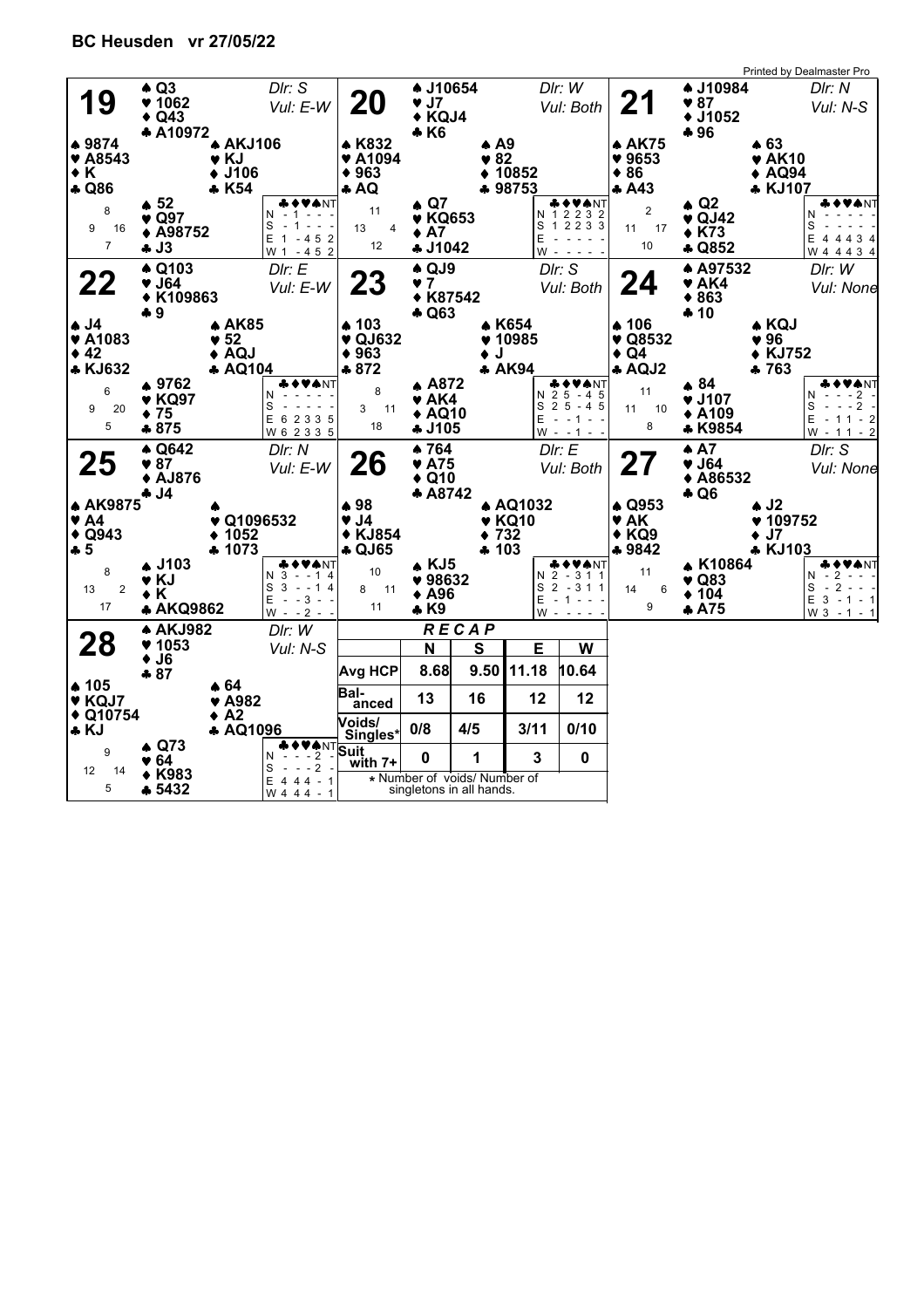# BC Heusden vr 27/05/22

Printed by Dealmaster Pro

## 19

Dlr: S — Vul: E-W

North: ♠ Q3 ♥ 1062 ♦ Q43 ♣ A10972

West: ♠ 9874 ♥ A8543 ♦ K ♣ Q86

East: ♠ AKJ106 ♥ KJ ♦ J106 ♣ K54

South: ♠ 52 ♥ Q97 ♦ A98752 ♣ J3

HCP: N 8, W 9, E 16, S 7

| | ♣ | ♦ | ♥ | ♠ | NT |
|---|---|---|---|---|---|
| N | - | 1 | - | - | - |
| S | - | 1 | - | - | - |
| E | 1 | - | 4 | 5 | 2 |
| W | 1 | - | 4 | 5 | 2 |

## 20

Dlr: W — Vul: Both

North: ♠ J10654 ♥ J7 ♦ KQJ4 ♣ K6

West: ♠ K832 ♥ A1094 ♦ 963 ♣ AQ

East: ♠ A9 ♥ 82 ♦ 10852 ♣ 98753

South: ♠ Q7 ♥ KQ653 ♦ A7 ♣ J1042

HCP: N 11, W 13, E 4, S 12

| | ♣ | ♦ | ♥ | ♠ | NT |
|---|---|---|---|---|---|
| N | 1 | 2 | 2 | 3 | 2 |
| S | 1 | 2 | 2 | 3 | 3 |
| E | - | - | - | - | - |
| W | - | - | - | - | - |

## 21

Dlr: N — Vul: N-S

North: ♠ J10984 ♥ 87 ♦ J1052 ♣ 96

West: ♠ AK75 ♥ 9653 ♦ 86 ♣ A43

East: ♠ 63 ♥ AK10 ♦ AQ94 ♣ KJ107

South: ♠ Q2 ♥ QJ42 ♦ K73 ♣ Q852

HCP: N 2, W 11, E 17, S 10

| | ♣ | ♦ | ♥ | ♠ | NT |
|---|---|---|---|---|---|
| N | - | - | - | - | - |
| S | - | - | - | - | - |
| E | 4 | 4 | 4 | 3 | 4 |
| W | 4 | 4 | 4 | 3 | 4 |

## 22

Dlr: E — Vul: E-W

North: ♠ Q103 ♥ J64 ♦ K109863 ♣ 9

West: ♠ J4 ♥ A1083 ♦ 42 ♣ KJ632

East: ♠ AK85 ♥ 52 ♦ AQJ ♣ AQ104

South: ♠ 9762 ♥ KQ97 ♦ 75 ♣ 875

HCP: N 6, W 9, E 20, S 5

| | ♣ | ♦ | ♥ | ♠ | NT |
|---|---|---|---|---|---|
| N | - | - | - | - | - |
| S | - | - | - | - | - |
| E | 6 | 2 | 3 | 3 | 5 |
| W | 6 | 2 | 3 | 3 | 5 |

## 23

Dlr: S — Vul: Both

North: ♠ QJ9 ♥ 7 ♦ K87542 ♣ Q63

West: ♠ 103 ♥ QJ632 ♦ 963 ♣ 872

East: ♠ K654 ♥ 10985 ♦ J ♣ AK94

South: ♠ A872 ♥ AK4 ♦ AQ10 ♣ J105

HCP: N 8, W 3, E 11, S 18

| | ♣ | ♦ | ♥ | ♠ | NT |
|---|---|---|---|---|---|
| N | 2 | 5 | - | 4 | 5 |
| S | 2 | 5 | - | 4 | 5 |
| E | - | - | 1 | - | - |
| W | - | - | 1 | - | - |

## 24

Dlr: W — Vul: None

North: ♠ A97532 ♥ AK4 ♦ 863 ♣ 10

West: ♠ 106 ♥ Q8532 ♦ Q4 ♣ AQJ2

East: ♠ KQJ ♥ 96 ♦ KJ752 ♣ 763

South: ♠ 84 ♥ J107 ♦ A109 ♣ K9854

HCP: N 11, W 11, E 10, S 8

| | ♣ | ♦ | ♥ | ♠ | NT |
|---|---|---|---|---|---|
| N | - | - | - | 2 | - |
| S | - | - | - | 2 | - |
| E | - | 1 | 1 | - | 2 |
| W | - | 1 | 1 | - | 2 |

## 25

Dlr: N — Vul: E-W

North: ♠ Q642 ♥ 87 ♦ AJ876 ♣ J4

West: ♠ AK9875 ♥ A4 ♦ Q943 ♣ 5

East: ♠ — ♥ Q1096532 ♦ 1052 ♣ 1073

South: ♠ J103 ♥ KJ ♦ K ♣ AKQ9862

HCP: N 8, W 13, E 2, S 17

| | ♣ | ♦ | ♥ | ♠ | NT |
|---|---|---|---|---|---|
| N | 3 | - | - | 1 | 4 |
| S | 3 | - | - | 1 | 4 |
| E | - | - | 3 | - | - |
| W | - | - | 2 | - | - |

## 26

Dlr: E — Vul: Both

North: ♠ 764 ♥ A75 ♦ Q10 ♣ A8742

West: ♠ 98 ♥ J4 ♦ KJ854 ♣ QJ65

East: ♠ AQ1032 ♥ KQ10 ♦ 732 ♣ 103

South: ♠ KJ5 ♥ 98632 ♦ A96 ♣ K9

HCP: N 10, W 8, E 11, S 11

| | ♣ | ♦ | ♥ | ♠ | NT |
|---|---|---|---|---|---|
| N | 2 | - | 3 | 1 | 1 |
| S | 2 | - | 3 | 1 | 1 |
| E | - | 1 | - | - | - |
| W | - | - | - | - | - |

## 27

Dlr: S — Vul: None

North: ♠ A7 ♥ J64 ♦ A86532 ♣ Q6

West: ♠ Q953 ♥ AK ♦ KQ9 ♣ 9842

East: ♠ J2 ♥ 109752 ♦ J7 ♣ KJ103

South: ♠ K10864 ♥ Q83 ♦ 104 ♣ A75

HCP: N 11, W 14, E 6, S 9

| | ♣ | ♦ | ♥ | ♠ | NT |
|---|---|---|---|---|---|
| N | - | 2 | - | - | - |
| S | - | 2 | - | - | - |
| E | 3 | - | 1 | - | 1 |
| W | 3 | - | 1 | - | 1 |

## 28

Dlr: W — Vul: N-S

North: ♠ AKJ982 ♥ 1053 ♦ J6 ♣ 87

West: ♠ 105 ♥ KQJ7 ♦ Q10754 ♣ KJ

East: ♠ 64 ♥ A982 ♦ A2 ♣ AQ1096

South: ♠ Q73 ♥ 64 ♦ K983 ♣ 5432

HCP: N 9, W 12, E 14, S 5

| | ♣ | ♦ | ♥ | ♠ | NT |
|---|---|---|---|---|---|
| N | - | - | - | 2 | - |
| S | - | - | - | 2 | - |
| E | 4 | 4 | 4 | - | 1 |
| W | 4 | 4 | 4 | - | 1 |

## RECAP

| | N | S | E | W |
|---|---|---|---|---|
| Avg HCP | 8.68 | 9.50 | 11.18 | 10.64 |
| Balanced | 13 | 16 | 12 | 12 |
| Voids/ Singles* | 0/8 | 4/5 | 3/11 | 0/10 |
| Suit with 7+ | 0 | 1 | 3 | 0 |

\* Number of voids/ Number of singletons in all hands.